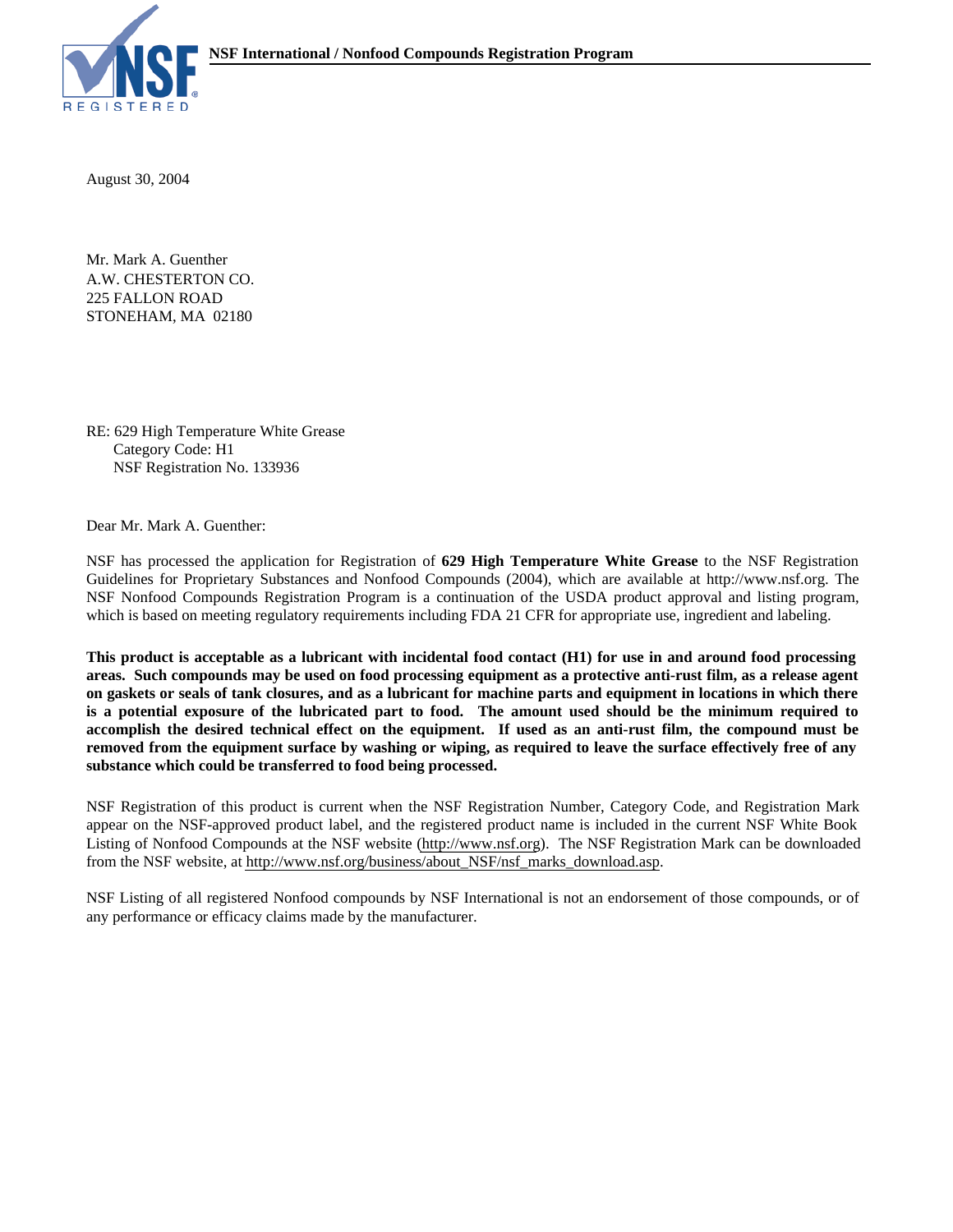**NSF International / Nonfood Compounds Registration Program**

August 30, 2004

Mr. Mark A. Guenther
A.W. CHESTERTON CO.
225 FALLON ROAD
STONEHAM, MA 02180

RE: 629 High Temperature White Grease
Category Code: H1
NSF Registration No. 133936

Dear Mr. Mark A. Guenther:

NSF has processed the application for Registration of **629 High Temperature White Grease** to the NSF Registration Guidelines for Proprietary Substances and Nonfood Compounds (2004), which are available at http://www.nsf.org. The NSF Nonfood Compounds Registration Program is a continuation of the USDA product approval and listing program, which is based on meeting regulatory requirements including FDA 21 CFR for appropriate use, ingredient and labeling.

**This product is acceptable as a lubricant with incidental food contact (H1) for use in and around food processing areas. Such compounds may be used on food processing equipment as a protective anti-rust film, as a release agent on gaskets or seals of tank closures, and as a lubricant for machine parts and equipment in locations in which there is a potential exposure of the lubricated part to food. The amount used should be the minimum required to accomplish the desired technical effect on the equipment. If used as an anti-rust film, the compound must be removed from the equipment surface by washing or wiping, as required to leave the surface effectively free of any substance which could be transferred to food being processed.**

NSF Registration of this product is current when the NSF Registration Number, Category Code, and Registration Mark appear on the NSF-approved product label, and the registered product name is included in the current NSF White Book Listing of Nonfood Compounds at the NSF website (http://www.nsf.org). The NSF Registration Mark can be downloaded from the NSF website, at http://www.nsf.org/business/about_NSF/nsf_marks_download.asp.

NSF Listing of all registered Nonfood compounds by NSF International is not an endorsement of those compounds, or of any performance or efficacy claims made by the manufacturer.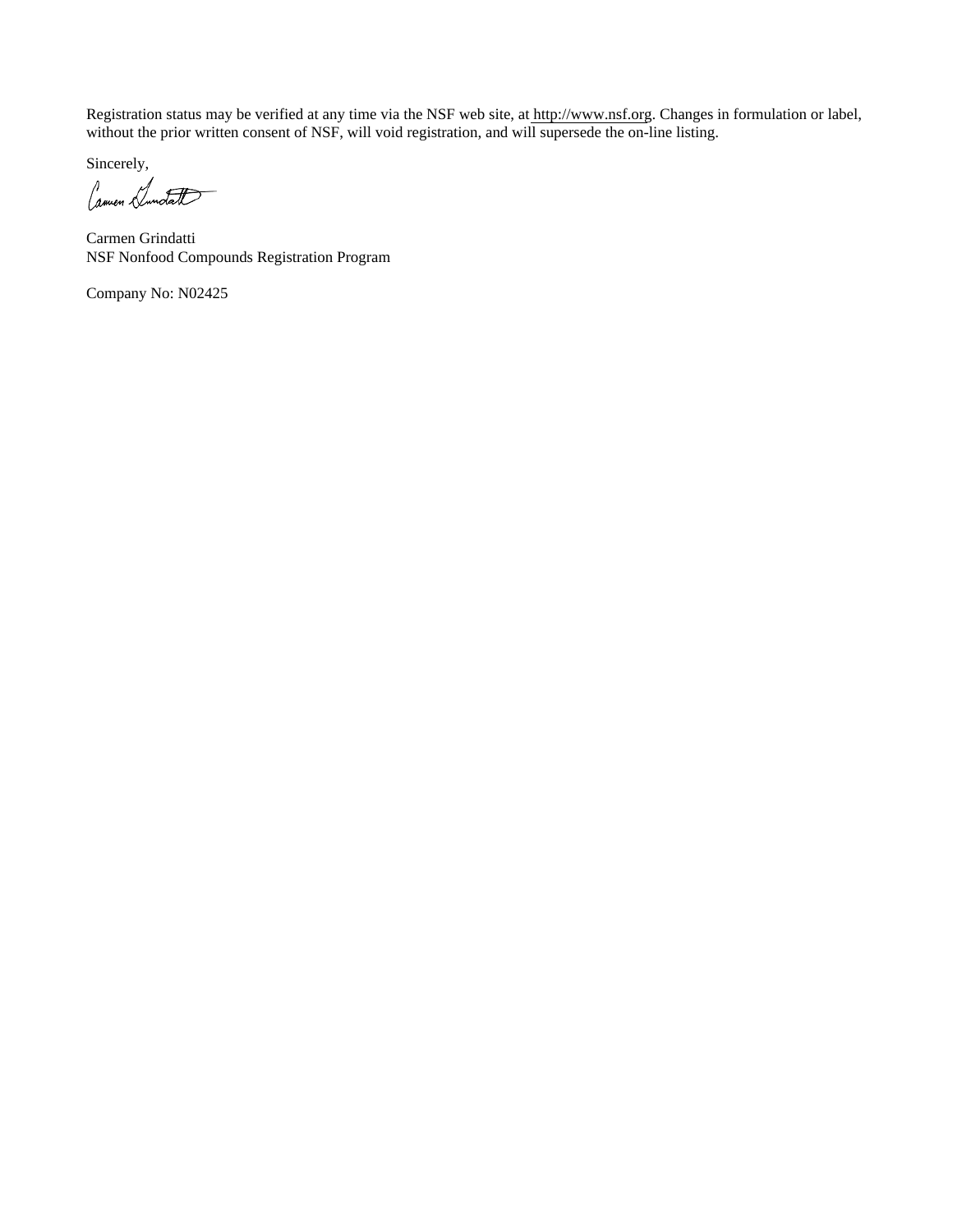Registration status may be verified at any time via the NSF web site, at http://www.nsf.org. Changes in formulation or label, without the prior written consent of NSF, will void registration, and will supersede the on-line listing.

Sincerely,

Carmen Grindatti
NSF Nonfood Compounds Registration Program

Company No: N02425